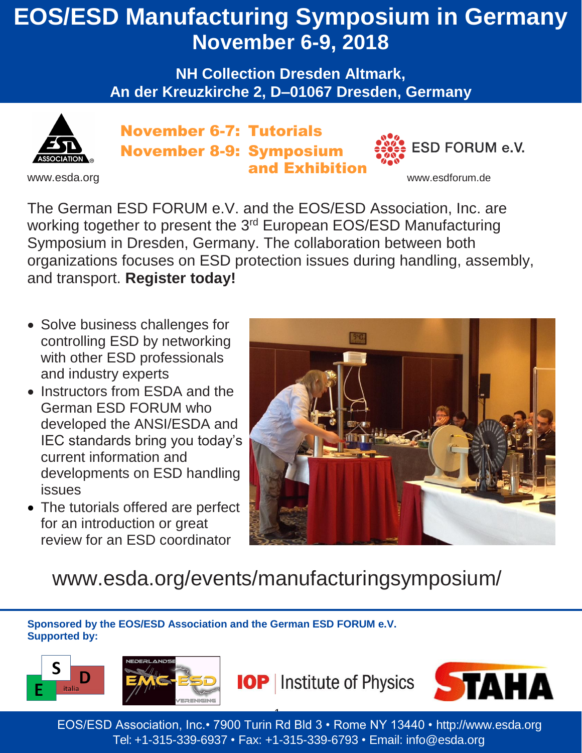# EOS/ESD Manufacturing Symposium in Germany
## November 6-9, 2018

**NH Collection Dresden Altmark, An der Kreuzkirche 2, D–01067 Dresden, Germany**

www.esda.org

**November 6-7: Tutorials**
**November 8-9: Symposium and Exhibition**

ESD FORUM e.V.
www.esdforum.de

The German ESD FORUM e.V. and the EOS/ESD Association, Inc. are working together to present the 3rd European EOS/ESD Manufacturing Symposium in Dresden, Germany. The collaboration between both organizations focuses on ESD protection issues during handling, assembly, and transport. **Register today!**

- Solve business challenges for controlling ESD by networking with other ESD professionals and industry experts
- Instructors from ESDA and the German ESD FORUM who developed the ANSI/ESDA and IEC standards bring you today's current information and developments on ESD handling issues
- The tutorials offered are perfect for an introduction or great review for an ESD coordinator

www.esda.org/events/manufacturingsymposium/

**Sponsored by the EOS/ESD Association and the German ESD FORUM e.V.**
**Supported by:**

ESD italia | Nederlandse EMC-ESD Vereniging | IOP Institute of Physics | STAHA

EOS/ESD Association, Inc.• 7900 Turin Rd Bld 3 • Rome NY 13440 • http://www.esda.org
Tel: +1-315-339-6937 • Fax: +1-315-339-6793 • Email: info@esda.org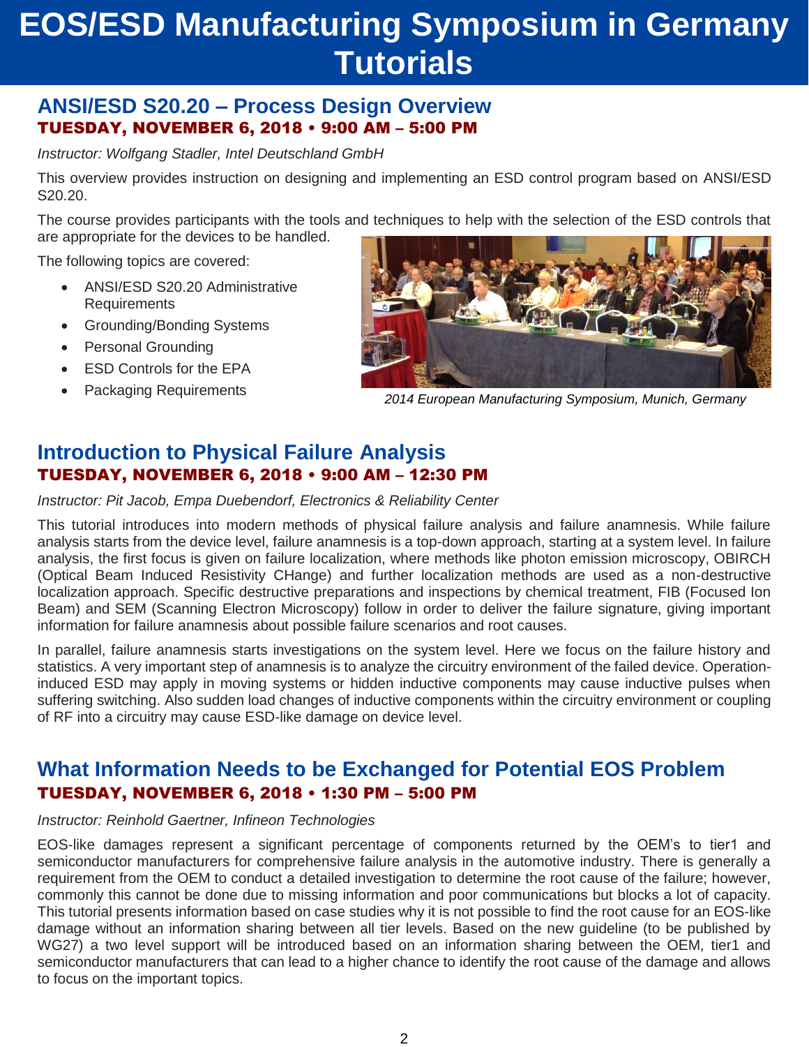# EOS/ESD Manufacturing Symposium in Germany Tutorials

## ANSI/ESD S20.20 – Process Design Overview

**TUESDAY, NOVEMBER 6, 2018 • 9:00 AM – 5:00 PM**

*Instructor: Wolfgang Stadler, Intel Deutschland GmbH*

This overview provides instruction on designing and implementing an ESD control program based on ANSI/ESD S20.20.

The course provides participants with the tools and techniques to help with the selection of the ESD controls that are appropriate for the devices to be handled.

The following topics are covered:

- ANSI/ESD S20.20 Administrative Requirements
- Grounding/Bonding Systems
- Personal Grounding
- ESD Controls for the EPA
- Packaging Requirements

*2014 European Manufacturing Symposium, Munich, Germany*

## Introduction to Physical Failure Analysis

**TUESDAY, NOVEMBER 6, 2018 • 9:00 AM – 12:30 PM**

*Instructor: Pit Jacob, Empa Duebendorf, Electronics & Reliability Center*

This tutorial introduces into modern methods of physical failure analysis and failure anamnesis. While failure analysis starts from the device level, failure anamnesis is a top-down approach, starting at a system level. In failure analysis, the first focus is given on failure localization, where methods like photon emission microscopy, OBIRCH (Optical Beam Induced Resistivity CHange) and further localization methods are used as a non-destructive localization approach. Specific destructive preparations and inspections by chemical treatment, FIB (Focused Ion Beam) and SEM (Scanning Electron Microscopy) follow in order to deliver the failure signature, giving important information for failure anamnesis about possible failure scenarios and root causes.

In parallel, failure anamnesis starts investigations on the system level. Here we focus on the failure history and statistics. A very important step of anamnesis is to analyze the circuitry environment of the failed device. Operation-induced ESD may apply in moving systems or hidden inductive components may cause inductive pulses when suffering switching. Also sudden load changes of inductive components within the circuitry environment or coupling of RF into a circuitry may cause ESD-like damage on device level.

## What Information Needs to be Exchanged for Potential EOS Problem

**TUESDAY, NOVEMBER 6, 2018 • 1:30 PM – 5:00 PM**

*Instructor: Reinhold Gaertner, Infineon Technologies*

EOS-like damages represent a significant percentage of components returned by the OEM's to tier1 and semiconductor manufacturers for comprehensive failure analysis in the automotive industry. There is generally a requirement from the OEM to conduct a detailed investigation to determine the root cause of the failure; however, commonly this cannot be done due to missing information and poor communications but blocks a lot of capacity. This tutorial presents information based on case studies why it is not possible to find the root cause for an EOS-like damage without an information sharing between all tier levels. Based on the new guideline (to be published by WG27) a two level support will be introduced based on an information sharing between the OEM, tier1 and semiconductor manufacturers that can lead to a higher chance to identify the root cause of the damage and allows to focus on the important topics.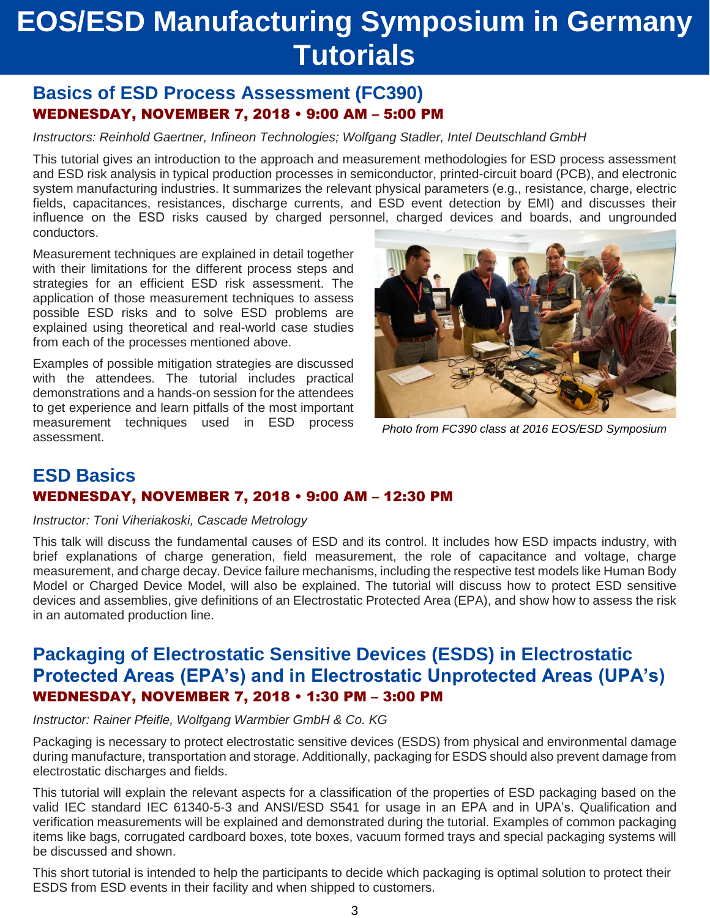# EOS/ESD Manufacturing Symposium in Germany Tutorials

## Basics of ESD Process Assessment (FC390)

**WEDNESDAY, NOVEMBER 7, 2018 • 9:00 AM – 5:00 PM**

*Instructors: Reinhold Gaertner, Infineon Technologies; Wolfgang Stadler, Intel Deutschland GmbH*

This tutorial gives an introduction to the approach and measurement methodologies for ESD process assessment and ESD risk analysis in typical production processes in semiconductor, printed-circuit board (PCB), and electronic system manufacturing industries. It summarizes the relevant physical parameters (e.g., resistance, charge, electric fields, capacitances, resistances, discharge currents, and ESD event detection by EMI) and discusses their influence on the ESD risks caused by charged personnel, charged devices and boards, and ungrounded conductors.

Measurement techniques are explained in detail together with their limitations for the different process steps and strategies for an efficient ESD risk assessment. The application of those measurement techniques to assess possible ESD risks and to solve ESD problems are explained using theoretical and real-world case studies from each of the processes mentioned above.

Examples of possible mitigation strategies are discussed with the attendees. The tutorial includes practical demonstrations and a hands-on session for the attendees to get experience and learn pitfalls of the most important measurement techniques used in ESD process assessment.

*Photo from FC390 class at 2016 EOS/ESD Symposium*

## ESD Basics

**WEDNESDAY, NOVEMBER 7, 2018 • 9:00 AM – 12:30 PM**

*Instructor: Toni Viheriakoski, Cascade Metrology*

This talk will discuss the fundamental causes of ESD and its control. It includes how ESD impacts industry, with brief explanations of charge generation, field measurement, the role of capacitance and voltage, charge measurement, and charge decay. Device failure mechanisms, including the respective test models like Human Body Model or Charged Device Model, will also be explained. The tutorial will discuss how to protect ESD sensitive devices and assemblies, give definitions of an Electrostatic Protected Area (EPA), and show how to assess the risk in an automated production line.

## Packaging of Electrostatic Sensitive Devices (ESDS) in Electrostatic Protected Areas (EPA's) and in Electrostatic Unprotected Areas (UPA's)

**WEDNESDAY, NOVEMBER 7, 2018 • 1:30 PM – 3:00 PM**

*Instructor: Rainer Pfeifle, Wolfgang Warmbier GmbH & Co. KG*

Packaging is necessary to protect electrostatic sensitive devices (ESDS) from physical and environmental damage during manufacture, transportation and storage. Additionally, packaging for ESDS should also prevent damage from electrostatic discharges and fields.

This tutorial will explain the relevant aspects for a classification of the properties of ESD packaging based on the valid IEC standard IEC 61340-5-3 and ANSI/ESD S541 for usage in an EPA and in UPA's. Qualification and verification measurements will be explained and demonstrated during the tutorial. Examples of common packaging items like bags, corrugated cardboard boxes, tote boxes, vacuum formed trays and special packaging systems will be discussed and shown.

This short tutorial is intended to help the participants to decide which packaging is optimal solution to protect their ESDS from ESD events in their facility and when shipped to customers.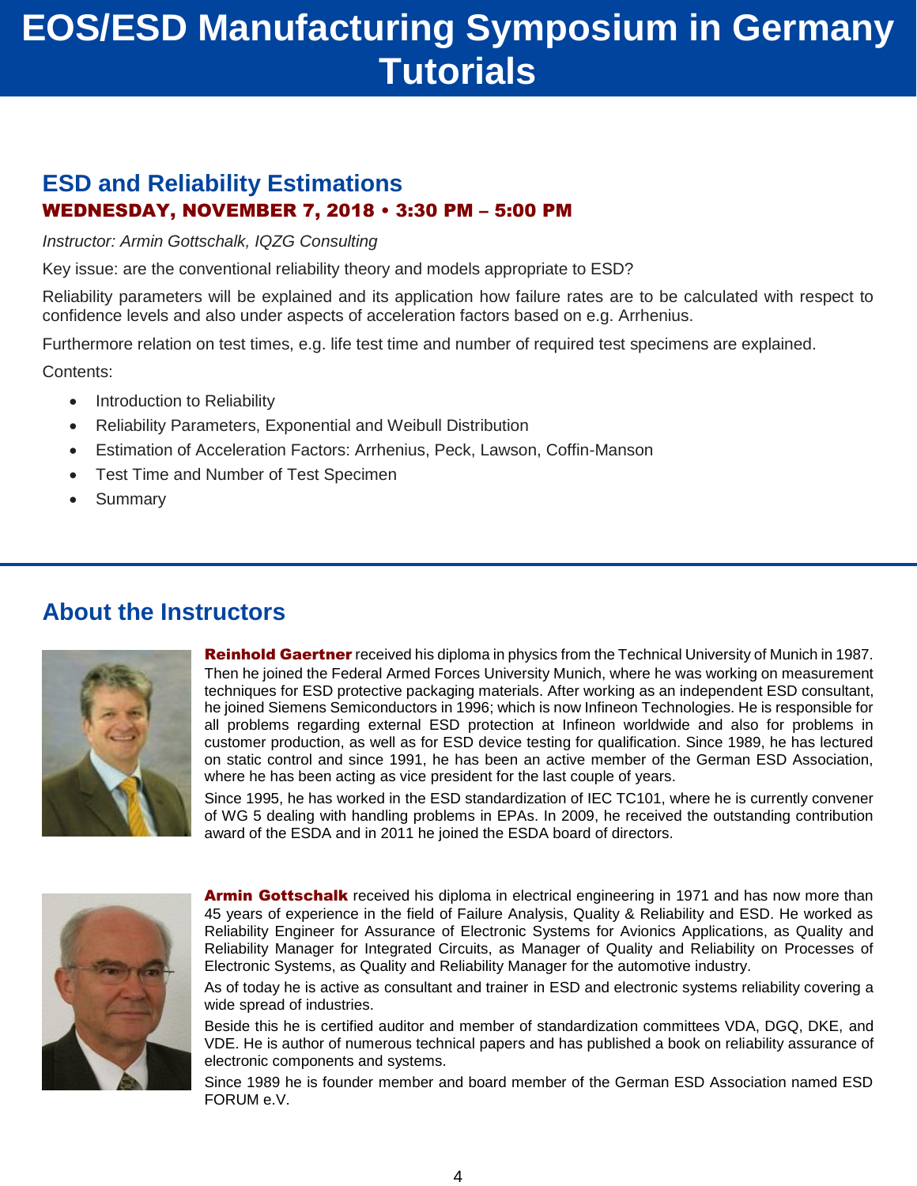# EOS/ESD Manufacturing Symposium in Germany Tutorials

## ESD and Reliability Estimations

**WEDNESDAY, NOVEMBER 7, 2018 • 3:30 PM – 5:00 PM**

*Instructor: Armin Gottschalk, IQZG Consulting*

Key issue: are the conventional reliability theory and models appropriate to ESD?

Reliability parameters will be explained and its application how failure rates are to be calculated with respect to confidence levels and also under aspects of acceleration factors based on e.g. Arrhenius.

Furthermore relation on test times, e.g. life test time and number of required test specimens are explained.

Contents:

- Introduction to Reliability
- Reliability Parameters, Exponential and Weibull Distribution
- Estimation of Acceleration Factors: Arrhenius, Peck, Lawson, Coffin-Manson
- Test Time and Number of Test Specimen
- Summary

## About the Instructors

**Reinhold Gaertner** received his diploma in physics from the Technical University of Munich in 1987. Then he joined the Federal Armed Forces University Munich, where he was working on measurement techniques for ESD protective packaging materials. After working as an independent ESD consultant, he joined Siemens Semiconductors in 1996; which is now Infineon Technologies. He is responsible for all problems regarding external ESD protection at Infineon worldwide and also for problems in customer production, as well as for ESD device testing for qualification. Since 1989, he has lectured on static control and since 1991, he has been an active member of the German ESD Association, where he has been acting as vice president for the last couple of years.

Since 1995, he has worked in the ESD standardization of IEC TC101, where he is currently convener of WG 5 dealing with handling problems in EPAs. In 2009, he received the outstanding contribution award of the ESDA and in 2011 he joined the ESDA board of directors.

**Armin Gottschalk** received his diploma in electrical engineering in 1971 and has now more than 45 years of experience in the field of Failure Analysis, Quality & Reliability and ESD. He worked as Reliability Engineer for Assurance of Electronic Systems for Avionics Applications, as Quality and Reliability Manager for Integrated Circuits, as Manager of Quality and Reliability on Processes of Electronic Systems, as Quality and Reliability Manager for the automotive industry.

As of today he is active as consultant and trainer in ESD and electronic systems reliability covering a wide spread of industries.

Beside this he is certified auditor and member of standardization committees VDA, DGQ, DKE, and VDE. He is author of numerous technical papers and has published a book on reliability assurance of electronic components and systems.

Since 1989 he is founder member and board member of the German ESD Association named ESD FORUM e.V.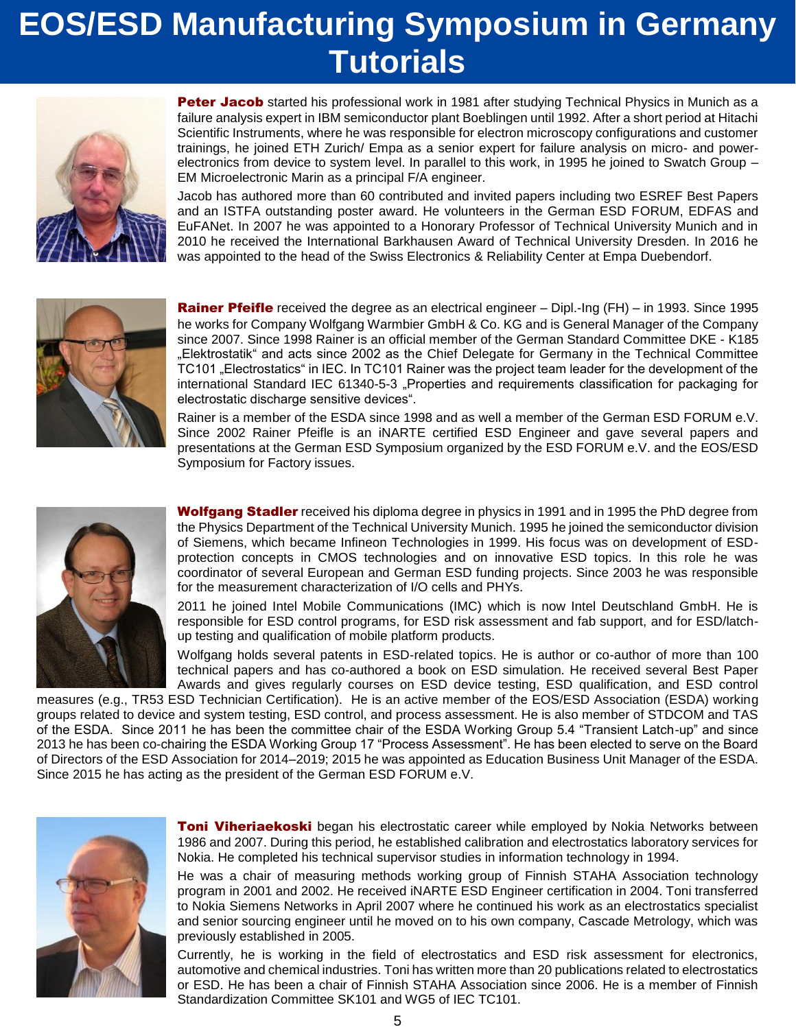# EOS/ESD Manufacturing Symposium in Germany Tutorials

**Peter Jacob** started his professional work in 1981 after studying Technical Physics in Munich as a failure analysis expert in IBM semiconductor plant Boeblingen until 1992. After a short period at Hitachi Scientific Instruments, where he was responsible for electron microscopy configurations and customer trainings, he joined ETH Zurich/ Empa as a senior expert for failure analysis on micro- and power-electronics from device to system level. In parallel to this work, in 1995 he joined to Swatch Group – EM Microelectronic Marin as a principal F/A engineer.

Jacob has authored more than 60 contributed and invited papers including two ESREF Best Papers and an ISTFA outstanding poster award. He volunteers in the German ESD FORUM, EDFAS and EuFANet. In 2007 he was appointed to a Honorary Professor of Technical University Munich and in 2010 he received the International Barkhausen Award of Technical University Dresden. In 2016 he was appointed to the head of the Swiss Electronics & Reliability Center at Empa Duebendorf.

**Rainer Pfeifle** received the degree as an electrical engineer – Dipl.-Ing (FH) – in 1993. Since 1995 he works for Company Wolfgang Warmbier GmbH & Co. KG and is General Manager of the Company since 2007. Since 1998 Rainer is an official member of the German Standard Committee DKE - K185 „Elektrostatik“ and acts since 2002 as the Chief Delegate for Germany in the Technical Committee TC101 „Electrostatics“ in IEC. In TC101 Rainer was the project team leader for the development of the international Standard IEC 61340-5-3 „Properties and requirements classification for packaging for electrostatic discharge sensitive devices“.

Rainer is a member of the ESDA since 1998 and as well a member of the German ESD FORUM e.V. Since 2002 Rainer Pfeifle is an iNARTE certified ESD Engineer and gave several papers and presentations at the German ESD Symposium organized by the ESD FORUM e.V. and the EOS/ESD Symposium for Factory issues.

**Wolfgang Stadler** received his diploma degree in physics in 1991 and in 1995 the PhD degree from the Physics Department of the Technical University Munich. 1995 he joined the semiconductor division of Siemens, which became Infineon Technologies in 1999. His focus was on development of ESD-protection concepts in CMOS technologies and on innovative ESD topics. In this role he was coordinator of several European and German ESD funding projects. Since 2003 he was responsible for the measurement characterization of I/O cells and PHYs.

2011 he joined Intel Mobile Communications (IMC) which is now Intel Deutschland GmbH. He is responsible for ESD control programs, for ESD risk assessment and fab support, and for ESD/latch-up testing and qualification of mobile platform products.

Wolfgang holds several patents in ESD-related topics. He is author or co-author of more than 100 technical papers and has co-authored a book on ESD simulation. He received several Best Paper Awards and gives regularly courses on ESD device testing, ESD qualification, and ESD control measures (e.g., TR53 ESD Technician Certification). He is an active member of the EOS/ESD Association (ESDA) working groups related to device and system testing, ESD control, and process assessment. He is also member of STDCOM and TAS of the ESDA. Since 2011 he has been the committee chair of the ESDA Working Group 5.4 “Transient Latch-up” and since 2013 he has been co-chairing the ESDA Working Group 17 “Process Assessment”. He has been elected to serve on the Board of Directors of the ESD Association for 2014–2019; 2015 he was appointed as Education Business Unit Manager of the ESDA. Since 2015 he has acting as the president of the German ESD FORUM e.V.

**Toni Viheriaekoski** began his electrostatic career while employed by Nokia Networks between 1986 and 2007. During this period, he established calibration and electrostatics laboratory services for Nokia. He completed his technical supervisor studies in information technology in 1994.

He was a chair of measuring methods working group of Finnish STAHA Association technology program in 2001 and 2002. He received iNARTE ESD Engineer certification in 2004. Toni transferred to Nokia Siemens Networks in April 2007 where he continued his work as an electrostatics specialist and senior sourcing engineer until he moved on to his own company, Cascade Metrology, which was previously established in 2005.

Currently, he is working in the field of electrostatics and ESD risk assessment for electronics, automotive and chemical industries. Toni has written more than 20 publications related to electrostatics or ESD. He has been a chair of Finnish STAHA Association since 2006. He is a member of Finnish Standardization Committee SK101 and WG5 of IEC TC101.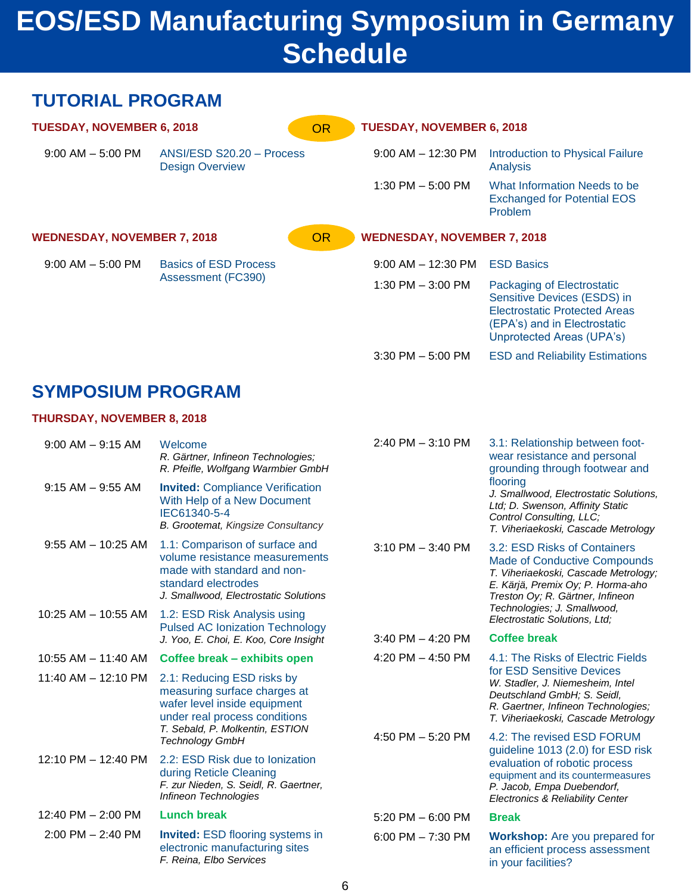# EOS/ESD Manufacturing Symposium in Germany Schedule

## TUTORIAL PROGRAM

### TUESDAY, NOVEMBER 6, 2018

| Time | Session |
|---|---|
| 9:00 AM – 5:00 PM | ANSI/ESD S20.20 – Process Design Overview |

**OR**

### TUESDAY, NOVEMBER 6, 2018

| Time | Session |
|---|---|
| 9:00 AM – 12:30 PM | Introduction to Physical Failure Analysis |
| 1:30 PM – 5:00 PM | What Information Needs to be Exchanged for Potential EOS Problem |

### WEDNESDAY, NOVEMBER 7, 2018

| Time | Session |
|---|---|
| 9:00 AM – 5:00 PM | Basics of ESD Process Assessment (FC390) |

**OR**

### WEDNESDAY, NOVEMBER 7, 2018

| Time | Session |
|---|---|
| 9:00 AM – 12:30 PM | ESD Basics |
| 1:30 PM – 3:00 PM | Packaging of Electrostatic Sensitive Devices (ESDS) in Electrostatic Protected Areas (EPA's) and in Electrostatic Unprotected Areas (UPA's) |
| 3:30 PM – 5:00 PM | ESD and Reliability Estimations |

## SYMPOSIUM PROGRAM

### THURSDAY, NOVEMBER 8, 2018

| Time | Session |
|---|---|
| 9:00 AM – 9:15 AM | Welcome<br>*R. Gärtner, Infineon Technologies; R. Pfeifle, Wolfgang Warmbier GmbH* |
| 9:15 AM – 9:55 AM | **Invited:** Compliance Verification With Help of a New Document IEC61340-5-4<br>*B. Grootemat, Kingsize Consultancy* |
| 9:55 AM – 10:25 AM | 1.1: Comparison of surface and volume resistance measurements made with standard and non-standard electrodes<br>*J. Smallwood, Electrostatic Solutions* |
| 10:25 AM – 10:55 AM | 1.2: ESD Risk Analysis using Pulsed AC Ionization Technology<br>*J. Yoo, E. Choi, E. Koo, Core Insight* |
| 10:55 AM – 11:40 AM | **Coffee break – exhibits open** |
| 11:40 AM – 12:10 PM | 2.1: Reducing ESD risks by measuring surface charges at wafer level inside equipment under real process conditions<br>*T. Sebald, P. Molkentin, ESTION Technology GmbH* |
| 12:10 PM – 12:40 PM | 2.2: ESD Risk due to Ionization during Reticle Cleaning<br>*F. zur Nieden, S. Seidl, R. Gaertner, Infineon Technologies* |
| 12:40 PM – 2:00 PM | **Lunch break** |
| 2:00 PM – 2:40 PM | **Invited:** ESD flooring systems in electronic manufacturing sites<br>*F. Reina, Elbo Services* |
| 2:40 PM – 3:10 PM | 3.1: Relationship between foot-wear resistance and personal grounding through footwear and flooring<br>*J. Smallwood, Electrostatic Solutions, Ltd; D. Swenson, Affinity Static Control Consulting, LLC; T. Viheriaekoski, Cascade Metrology* |
| 3:10 PM – 3:40 PM | 3.2: ESD Risks of Containers Made of Conductive Compounds<br>*T. Viheriaekoski, Cascade Metrology; E. Kärjä, Premix Oy; P. Horma-aho Treston Oy; R. Gärtner, Infineon Technologies; J. Smallwood, Electrostatic Solutions, Ltd;* |
| 3:40 PM – 4:20 PM | **Coffee break** |
| 4:20 PM – 4:50 PM | 4.1: The Risks of Electric Fields for ESD Sensitive Devices<br>*W. Stadler, J. Niemesheim, Intel Deutschland GmbH; S. Seidl, R. Gaertner, Infineon Technologies; T. Viheriaekoski, Cascade Metrology* |
| 4:50 PM – 5:20 PM | 4.2: The revised ESD FORUM guideline 1013 (2.0) for ESD risk evaluation of robotic process equipment and its countermeasures<br>*P. Jacob, Empa Duebendorf, Electronics & Reliability Center* |
| 5:20 PM – 6:00 PM | **Break** |
| 6:00 PM – 7:30 PM | **Workshop:** Are you prepared for an efficient process assessment in your facilities? |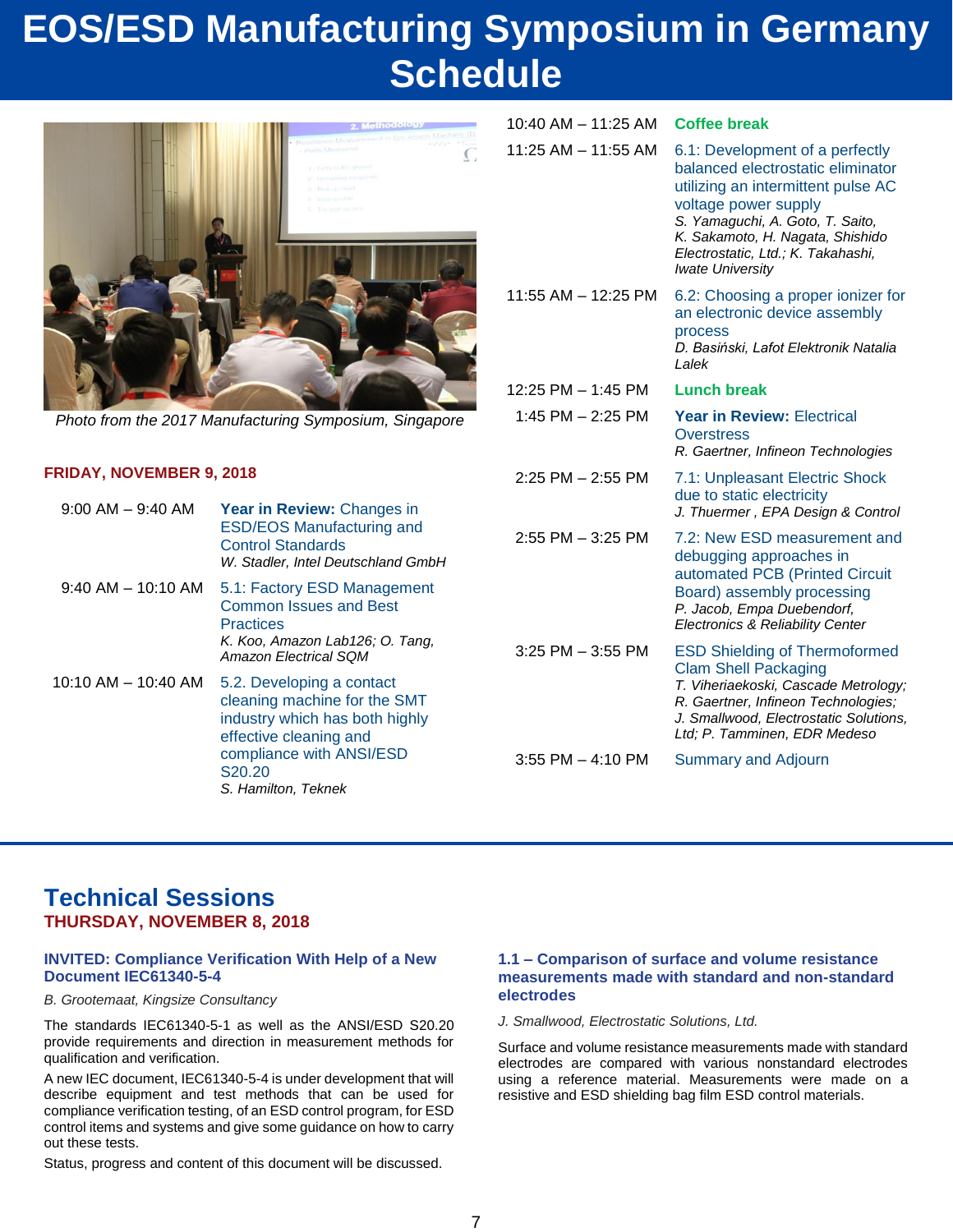# EOS/ESD Manufacturing Symposium in Germany Schedule

*Photo from the 2017 Manufacturing Symposium, Singapore*

**FRIDAY, NOVEMBER 9, 2018**

| Time | Session |
|---|---|
| 9:00 AM – 9:40 AM | **Year in Review:** Changes in ESD/EOS Manufacturing and Control Standards<br>*W. Stadler, Intel Deutschland GmbH* |
| 9:40 AM – 10:10 AM | 5.1: Factory ESD Management Common Issues and Best Practices<br>*K. Koo, Amazon Lab126; O. Tang, Amazon Electrical SQM* |
| 10:10 AM – 10:40 AM | 5.2. Developing a contact cleaning machine for the SMT industry which has both highly effective cleaning and compliance with ANSI/ESD S20.20<br>*S. Hamilton, Teknek* |
| 10:40 AM – 11:25 AM | **Coffee break** |
| 11:25 AM – 11:55 AM | 6.1: Development of a perfectly balanced electrostatic eliminator utilizing an intermittent pulse AC voltage power supply<br>*S. Yamaguchi, A. Goto, T. Saito, K. Sakamoto, H. Nagata, Shishido Electrostatic, Ltd.; K. Takahashi, Iwate University* |
| 11:55 AM – 12:25 PM | 6.2: Choosing a proper ionizer for an electronic device assembly process<br>*D. Basiński, Lafot Elektronik Natalia Lalek* |
| 12:25 PM – 1:45 PM | **Lunch break** |
| 1:45 PM – 2:25 PM | **Year in Review:** Electrical Overstress<br>*R. Gaertner, Infineon Technologies* |
| 2:25 PM – 2:55 PM | 7.1: Unpleasant Electric Shock due to static electricity<br>*J. Thuermer , EPA Design & Control* |
| 2:55 PM – 3:25 PM | 7.2: New ESD measurement and debugging approaches in automated PCB (Printed Circuit Board) assembly processing<br>*P. Jacob, Empa Duebendorf, Electronics & Reliability Center* |
| 3:25 PM – 3:55 PM | ESD Shielding of Thermoformed Clam Shell Packaging<br>*T. Viheriaekoski, Cascade Metrology; R. Gaertner, Infineon Technologies; J. Smallwood, Electrostatic Solutions, Ltd; P. Tamminen, EDR Medeso* |
| 3:55 PM – 4:10 PM | Summary and Adjourn |

## Technical Sessions

**THURSDAY, NOVEMBER 8, 2018**

### INVITED: Compliance Verification With Help of a New Document IEC61340-5-4

*B. Grootemaat, Kingsize Consultancy*

The standards IEC61340-5-1 as well as the ANSI/ESD S20.20 provide requirements and direction in measurement methods for qualification and verification.

A new IEC document, IEC61340-5-4 is under development that will describe equipment and test methods that can be used for compliance verification testing, of an ESD control program, for ESD control items and systems and give some guidance on how to carry out these tests.

Status, progress and content of this document will be discussed.

### 1.1 – Comparison of surface and volume resistance measurements made with standard and non-standard electrodes

*J. Smallwood, Electrostatic Solutions, Ltd.*

Surface and volume resistance measurements made with standard electrodes are compared with various nonstandard electrodes using a reference material. Measurements were made on a resistive and ESD shielding bag film ESD control materials.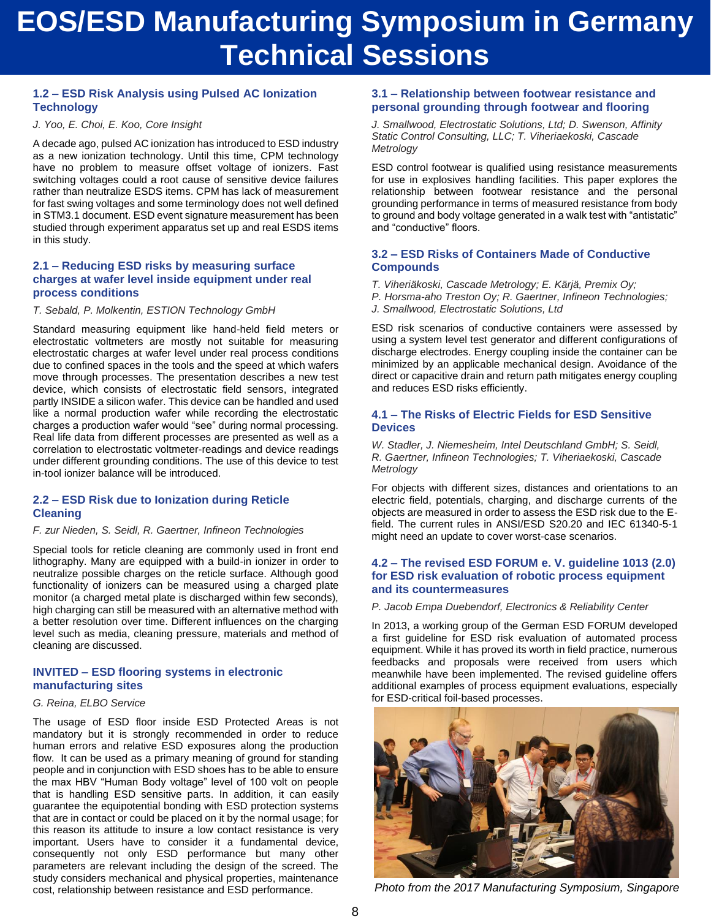# EOS/ESD Manufacturing Symposium in Germany Technical Sessions

### 1.2 – ESD Risk Analysis using Pulsed AC Ionization Technology

*J. Yoo, E. Choi, E. Koo, Core Insight*

A decade ago, pulsed AC ionization has introduced to ESD industry as a new ionization technology. Until this time, CPM technology have no problem to measure offset voltage of ionizers. Fast switching voltages could a root cause of sensitive device failures rather than neutralize ESDS items. CPM has lack of measurement for fast swing voltages and some terminology does not well defined in STM3.1 document. ESD event signature measurement has been studied through experiment apparatus set up and real ESDS items in this study.

### 2.1 – Reducing ESD risks by measuring surface charges at wafer level inside equipment under real process conditions

*T. Sebald, P. Molkentin, ESTION Technology GmbH*

Standard measuring equipment like hand-held field meters or electrostatic voltmeters are mostly not suitable for measuring electrostatic charges at wafer level under real process conditions due to confined spaces in the tools and the speed at which wafers move through processes. The presentation describes a new test device, which consists of electrostatic field sensors, integrated partly INSIDE a silicon wafer. This device can be handled and used like a normal production wafer while recording the electrostatic charges a production wafer would "see" during normal processing. Real life data from different processes are presented as well as a correlation to electrostatic voltmeter-readings and device readings under different grounding conditions. The use of this device to test in-tool ionizer balance will be introduced.

### 2.2 – ESD Risk due to Ionization during Reticle Cleaning

*F. zur Nieden, S. Seidl, R. Gaertner, Infineon Technologies*

Special tools for reticle cleaning are commonly used in front end lithography. Many are equipped with a build-in ionizer in order to neutralize possible charges on the reticle surface. Although good functionality of ionizers can be measured using a charged plate monitor (a charged metal plate is discharged within few seconds), high charging can still be measured with an alternative method with a better resolution over time. Different influences on the charging level such as media, cleaning pressure, materials and method of cleaning are discussed.

### INVITED – ESD flooring systems in electronic manufacturing sites

*G. Reina, ELBO Service*

The usage of ESD floor inside ESD Protected Areas is not mandatory but it is strongly recommended in order to reduce human errors and relative ESD exposures along the production flow. It can be used as a primary meaning of ground for standing people and in conjunction with ESD shoes has to be able to ensure the max HBV "Human Body voltage" level of 100 volt on people that is handling ESD sensitive parts. In addition, it can easily guarantee the equipotential bonding with ESD protection systems that are in contact or could be placed on it by the normal usage; for this reason its attitude to insure a low contact resistance is very important. Users have to consider it a fundamental device, consequently not only ESD performance but many other parameters are relevant including the design of the screed. The study considers mechanical and physical properties, maintenance cost, relationship between resistance and ESD performance.

### 3.1 – Relationship between footwear resistance and personal grounding through footwear and flooring

*J. Smallwood, Electrostatic Solutions, Ltd; D. Swenson, Affinity Static Control Consulting, LLC; T. Viheriaekoski, Cascade Metrology*

ESD control footwear is qualified using resistance measurements for use in explosives handling facilities. This paper explores the relationship between footwear resistance and the personal grounding performance in terms of measured resistance from body to ground and body voltage generated in a walk test with "antistatic" and "conductive" floors.

### 3.2 – ESD Risks of Containers Made of Conductive Compounds

*T. Viheriäkoski, Cascade Metrology; E. Kärjä, Premix Oy; P. Horsma-aho Treston Oy; R. Gaertner, Infineon Technologies; J. Smallwood, Electrostatic Solutions, Ltd*

ESD risk scenarios of conductive containers were assessed by using a system level test generator and different configurations of discharge electrodes. Energy coupling inside the container can be minimized by an applicable mechanical design. Avoidance of the direct or capacitive drain and return path mitigates energy coupling and reduces ESD risks efficiently.

### 4.1 – The Risks of Electric Fields for ESD Sensitive Devices

*W. Stadler, J. Niemesheim, Intel Deutschland GmbH; S. Seidl, R. Gaertner, Infineon Technologies; T. Viheriaekoski, Cascade Metrology*

For objects with different sizes, distances and orientations to an electric field, potentials, charging, and discharge currents of the objects are measured in order to assess the ESD risk due to the E-field. The current rules in ANSI/ESD S20.20 and IEC 61340-5-1 might need an update to cover worst-case scenarios.

### 4.2 – The revised ESD FORUM e. V. guideline 1013 (2.0) for ESD risk evaluation of robotic process equipment and its countermeasures

*P. Jacob Empa Duebendorf, Electronics & Reliability Center*

In 2013, a working group of the German ESD FORUM developed a first guideline for ESD risk evaluation of automated process equipment. While it has proved its worth in field practice, numerous feedbacks and proposals were received from users which meanwhile have been implemented. The revised guideline offers additional examples of process equipment evaluations, especially for ESD-critical foil-based processes.

*Photo from the 2017 Manufacturing Symposium, Singapore*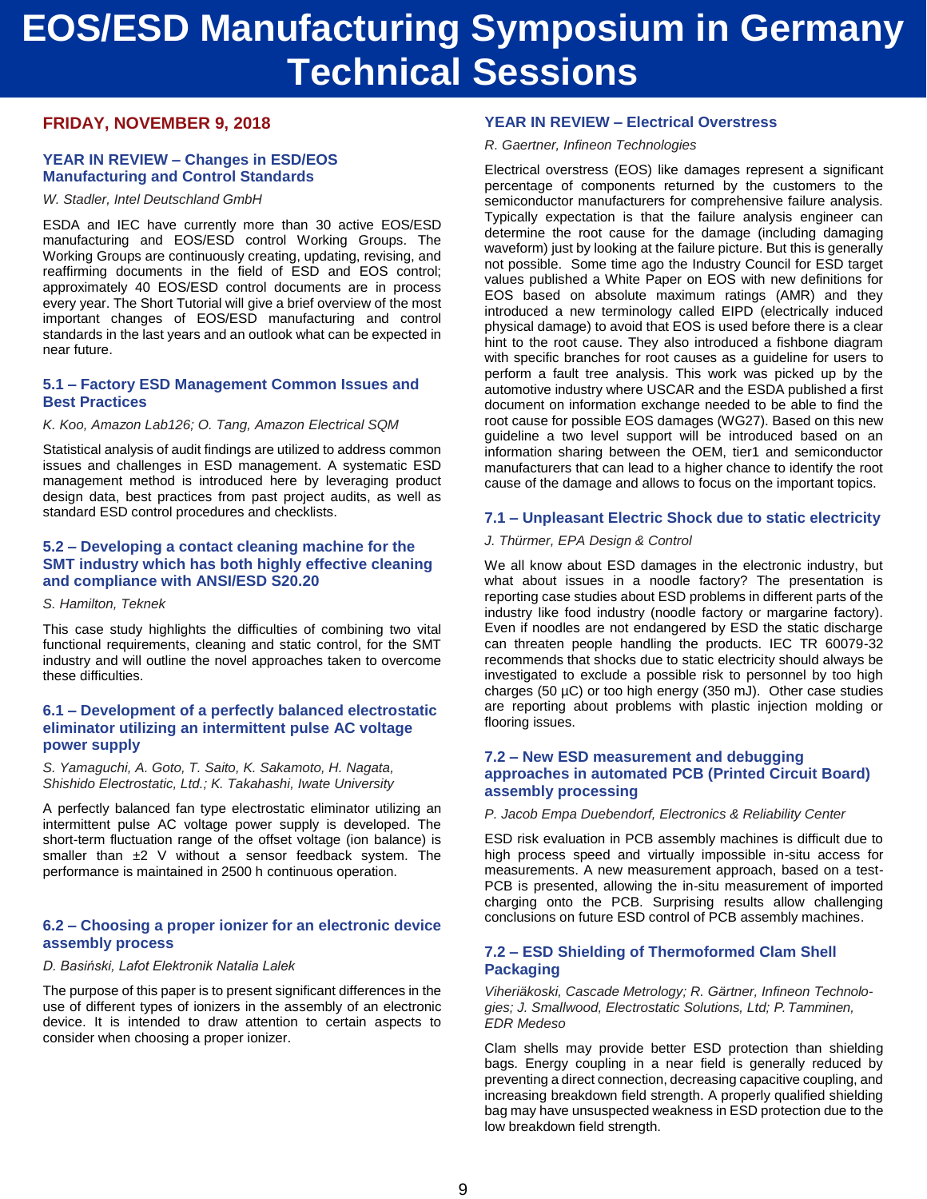# EOS/ESD Manufacturing Symposium in Germany Technical Sessions

## FRIDAY, NOVEMBER 9, 2018

### YEAR IN REVIEW – Changes in ESD/EOS Manufacturing and Control Standards

*W. Stadler, Intel Deutschland GmbH*

ESDA and IEC have currently more than 30 active EOS/ESD manufacturing and EOS/ESD control Working Groups. The Working Groups are continuously creating, updating, revising, and reaffirming documents in the field of ESD and EOS control; approximately 40 EOS/ESD control documents are in process every year. The Short Tutorial will give a brief overview of the most important changes of EOS/ESD manufacturing and control standards in the last years and an outlook what can be expected in near future.

### 5.1 – Factory ESD Management Common Issues and Best Practices

*K. Koo, Amazon Lab126; O. Tang, Amazon Electrical SQM*

Statistical analysis of audit findings are utilized to address common issues and challenges in ESD management. A systematic ESD management method is introduced here by leveraging product design data, best practices from past project audits, as well as standard ESD control procedures and checklists.

### 5.2 – Developing a contact cleaning machine for the SMT industry which has both highly effective cleaning and compliance with ANSI/ESD S20.20

*S. Hamilton, Teknek*

This case study highlights the difficulties of combining two vital functional requirements, cleaning and static control, for the SMT industry and will outline the novel approaches taken to overcome these difficulties.

### 6.1 – Development of a perfectly balanced electrostatic eliminator utilizing an intermittent pulse AC voltage power supply

*S. Yamaguchi, A. Goto, T. Saito, K. Sakamoto, H. Nagata, Shishido Electrostatic, Ltd.; K. Takahashi, Iwate University*

A perfectly balanced fan type electrostatic eliminator utilizing an intermittent pulse AC voltage power supply is developed. The short-term fluctuation range of the offset voltage (ion balance) is smaller than ±2 V without a sensor feedback system. The performance is maintained in 2500 h continuous operation.

### 6.2 – Choosing a proper ionizer for an electronic device assembly process

*D. Basiński, Lafot Elektronik Natalia Lalek*

The purpose of this paper is to present significant differences in the use of different types of ionizers in the assembly of an electronic device. It is intended to draw attention to certain aspects to consider when choosing a proper ionizer.

### YEAR IN REVIEW – Electrical Overstress

*R. Gaertner, Infineon Technologies*

Electrical overstress (EOS) like damages represent a significant percentage of components returned by the customers to the semiconductor manufacturers for comprehensive failure analysis. Typically expectation is that the failure analysis engineer can determine the root cause for the damage (including damaging waveform) just by looking at the failure picture. But this is generally not possible. Some time ago the Industry Council for ESD target values published a White Paper on EOS with new definitions for EOS based on absolute maximum ratings (AMR) and they introduced a new terminology called EIPD (electrically induced physical damage) to avoid that EOS is used before there is a clear hint to the root cause. They also introduced a fishbone diagram with specific branches for root causes as a guideline for users to perform a fault tree analysis. This work was picked up by the automotive industry where USCAR and the ESDA published a first document on information exchange needed to be able to find the root cause for possible EOS damages (WG27). Based on this new guideline a two level support will be introduced based on an information sharing between the OEM, tier1 and semiconductor manufacturers that can lead to a higher chance to identify the root cause of the damage and allows to focus on the important topics.

### 7.1 – Unpleasant Electric Shock due to static electricity

*J. Thürmer, EPA Design & Control*

We all know about ESD damages in the electronic industry, but what about issues in a noodle factory? The presentation is reporting case studies about ESD problems in different parts of the industry like food industry (noodle factory or margarine factory). Even if noodles are not endangered by ESD the static discharge can threaten people handling the products. IEC TR 60079-32 recommends that shocks due to static electricity should always be investigated to exclude a possible risk to personnel by too high charges (50 µC) or too high energy (350 mJ). Other case studies are reporting about problems with plastic injection molding or flooring issues.

### 7.2 – New ESD measurement and debugging approaches in automated PCB (Printed Circuit Board) assembly processing

*P. Jacob Empa Duebendorf, Electronics & Reliability Center*

ESD risk evaluation in PCB assembly machines is difficult due to high process speed and virtually impossible in-situ access for measurements. A new measurement approach, based on a test-PCB is presented, allowing the in-situ measurement of imported charging onto the PCB. Surprising results allow challenging conclusions on future ESD control of PCB assembly machines.

### 7.2 – ESD Shielding of Thermoformed Clam Shell Packaging

*Viheriäkoski, Cascade Metrology; R. Gärtner, Infineon Technologies; J. Smallwood, Electrostatic Solutions, Ltd; P. Tamminen, EDR Medeso*

Clam shells may provide better ESD protection than shielding bags. Energy coupling in a near field is generally reduced by preventing a direct connection, decreasing capacitive coupling, and increasing breakdown field strength. A properly qualified shielding bag may have unsuspected weakness in ESD protection due to the low breakdown field strength.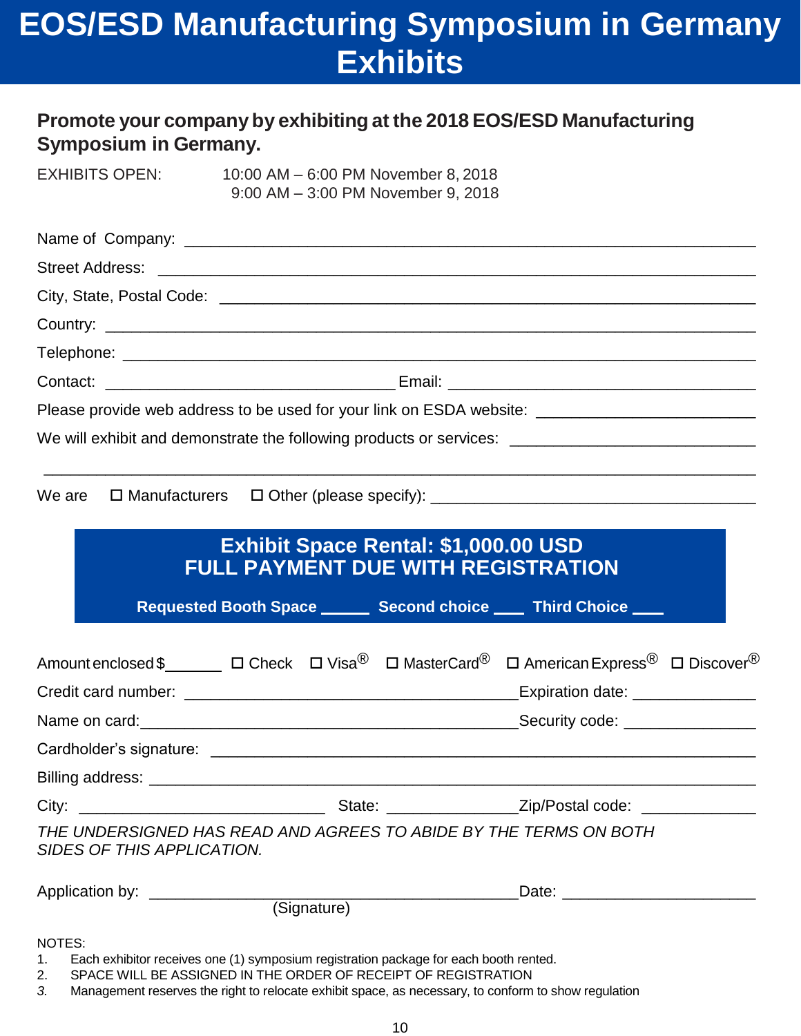# EOS/ESD Manufacturing Symposium in Germany Exhibits

**Promote your company by exhibiting at the 2018 EOS/ESD Manufacturing Symposium in Germany.**

EXHIBITS OPEN: 10:00 AM – 6:00 PM November 8, 2018
9:00 AM – 3:00 PM November 9, 2018

Name of Company: ___________________________________________

Street Address: ___________________________________________

City, State, Postal Code: ___________________________________________

Country: ___________________________________________

Telephone: ___________________________________________

Contact: ______________________ Email: ______________________

Please provide web address to be used for your link on ESDA website: ______________________

We will exhibit and demonstrate the following products or services: ______________________

___________________________________________

We are ☐ Manufacturers ☐ Other (please specify): ______________________

**Exhibit Space Rental: $1,000.00 USD**
**FULL PAYMENT DUE WITH REGISTRATION**

**Requested Booth Space _____ Second choice ___ Third Choice ___**

Amount enclosed $_______ ☐ Check ☐ Visa® ☐ MasterCard® ☐ American Express® ☐ Discover®

Credit card number: ______________________ Expiration date: ____________

Name on card: ______________________ Security code: ____________

Cardholder's signature: ___________________________________________

Billing address: ___________________________________________

City: ______________ State: ____________ Zip/Postal code: ____________

*THE UNDERSIGNED HAS READ AND AGREES TO ABIDE BY THE TERMS ON BOTH SIDES OF THIS APPLICATION.*

Application by: ______________________ Date: ____________
(Signature)

NOTES:

1. Each exhibitor receives one (1) symposium registration package for each booth rented.
2. SPACE WILL BE ASSIGNED IN THE ORDER OF RECEIPT OF REGISTRATION
3. Management reserves the right to relocate exhibit space, as necessary, to conform to show regulation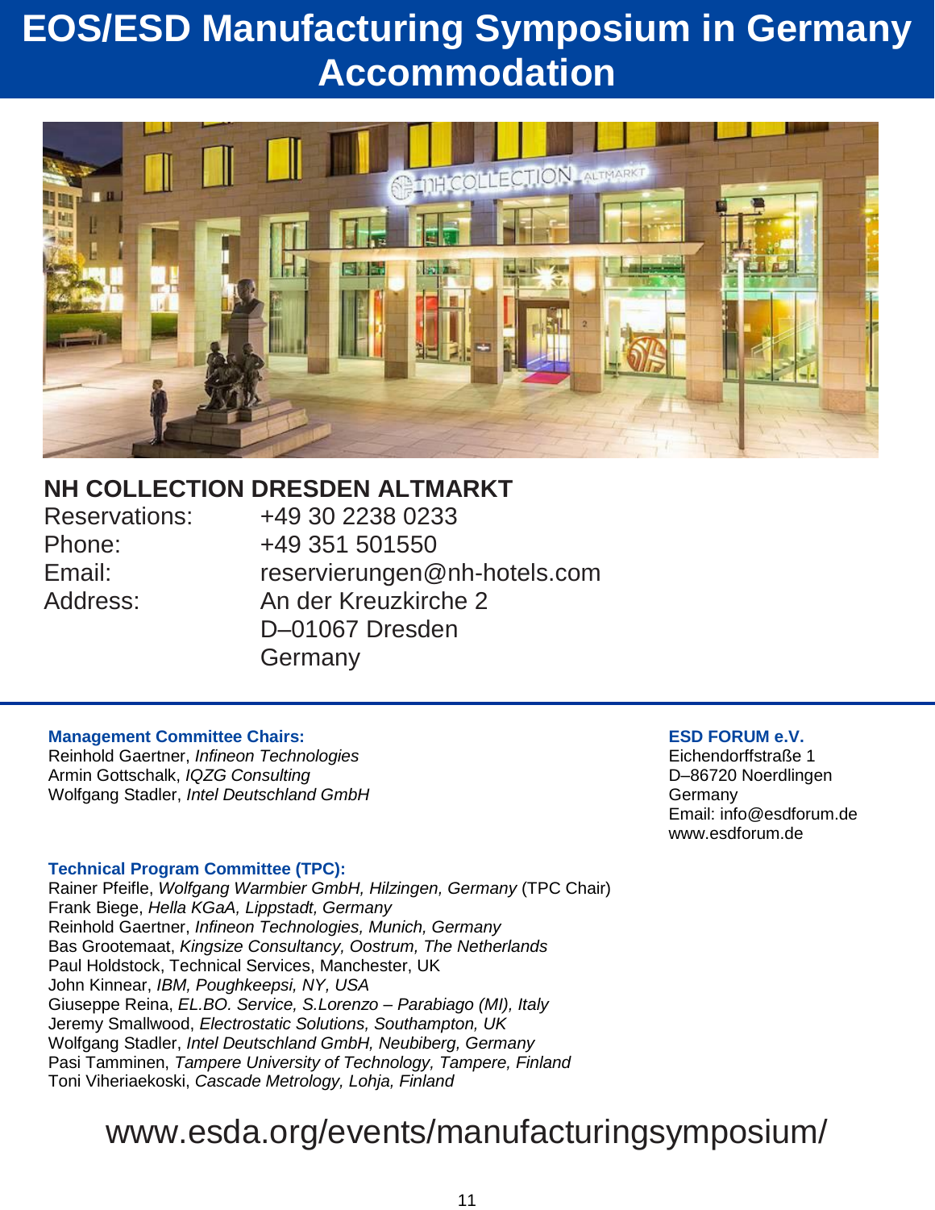# EOS/ESD Manufacturing Symposium in Germany Accommodation

## NH COLLECTION DRESDEN ALTMARKT

| | |
|---|---|
| Reservations: | +49 30 2238 0233 |
| Phone: | +49 351 501550 |
| Email: | reservierungen@nh-hotels.com |
| Address: | An der Kreuzkirche 2<br>D–01067 Dresden<br>Germany |

---

**Management Committee Chairs:**

Reinhold Gaertner, *Infineon Technologies*
Armin Gottschalk, *IQZG Consulting*
Wolfgang Stadler, *Intel Deutschland GmbH*

**ESD FORUM e.V.**

Eichendorffstraße 1
D–86720 Noerdlingen
Germany
Email: info@esdforum.de
www.esdforum.de

**Technical Program Committee (TPC):**

Rainer Pfeifle, *Wolfgang Warmbier GmbH, Hilzingen, Germany* (TPC Chair)
Frank Biege, *Hella KGaA, Lippstadt, Germany*
Reinhold Gaertner, *Infineon Technologies, Munich, Germany*
Bas Grootemaat, *Kingsize Consultancy, Oostrum, The Netherlands*
Paul Holdstock, Technical Services, Manchester, UK
John Kinnear, *IBM, Poughkeepsi, NY, USA*
Giuseppe Reina, *EL.BO. Service, S.Lorenzo – Parabiago (MI), Italy*
Jeremy Smallwood, *Electrostatic Solutions, Southampton, UK*
Wolfgang Stadler, *Intel Deutschland GmbH, Neubiberg, Germany*
Pasi Tamminen, *Tampere University of Technology, Tampere, Finland*
Toni Viheriaekoski, *Cascade Metrology, Lohja, Finland*

www.esda.org/events/manufacturingsymposium/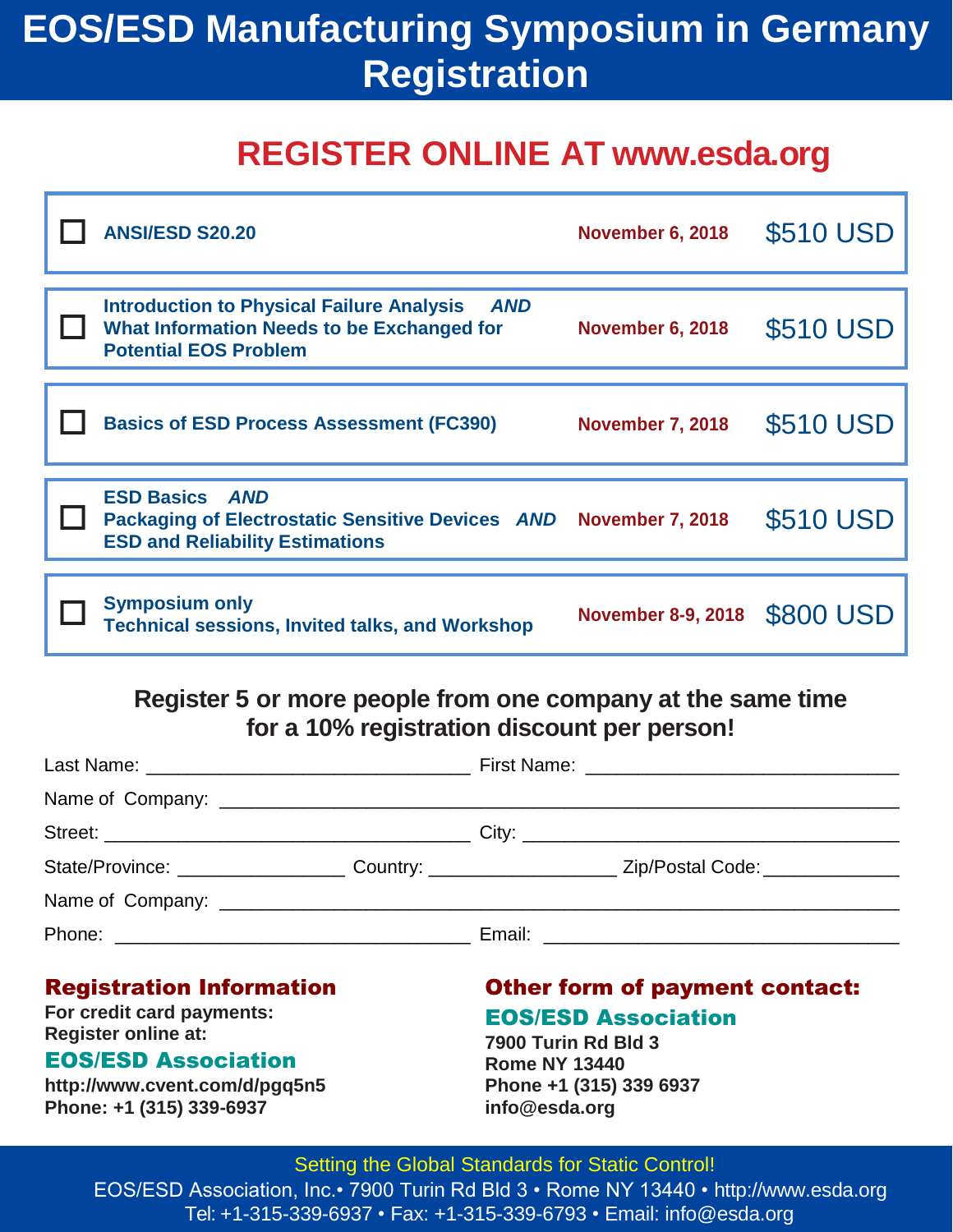# EOS/ESD Manufacturing Symposium in Germany Registration

## REGISTER ONLINE AT www.esda.org

| | | | |
|---|---|---|---|
| ☐ | **ANSI/ESD S20.20** | **November 6, 2018** | $510 USD |
| ☐ | **Introduction to Physical Failure Analysis** ***AND*** **What Information Needs to be Exchanged for Potential EOS Problem** | **November 6, 2018** | $510 USD |
| ☐ | **Basics of ESD Process Assessment (FC390)** | **November 7, 2018** | $510 USD |
| ☐ | **ESD Basics** ***AND*** **Packaging of Electrostatic Sensitive Devices** ***AND*** **ESD and Reliability Estimations** | **November 7, 2018** | $510 USD |
| ☐ | **Symposium only** **Technical sessions, Invited talks, and Workshop** | **November 8-9, 2018** | $800 USD |

**Register 5 or more people from one company at the same time for a 10% registration discount per person!**

Last Name: _______________________________ First Name: _____________________________

Name of Company: ________________________________________________________________

Street: ___________________________________ City: ____________________________________

State/Province: ________________ Country: __________________ Zip/Postal Code:_____________

Name of Company: ________________________________________________________________

Phone: __________________________________ Email: __________________________________

### Registration Information

**For credit card payments:**
**Register online at:**

**EOS/ESD Association**

**http://www.cvent.com/d/pgq5n5**
**Phone: +1 (315) 339-6937**

### Other form of payment contact:

**EOS/ESD Association**

**7900 Turin Rd Bld 3**
**Rome NY 13440**
**Phone +1 (315) 339 6937**
**info@esda.org**

Setting the Global Standards for Static Control!

EOS/ESD Association, Inc.• 7900 Turin Rd Bld 3 • Rome NY 13440 • http://www.esda.org
Tel: +1-315-339-6937 • Fax: +1-315-339-6793 • Email: info@esda.org